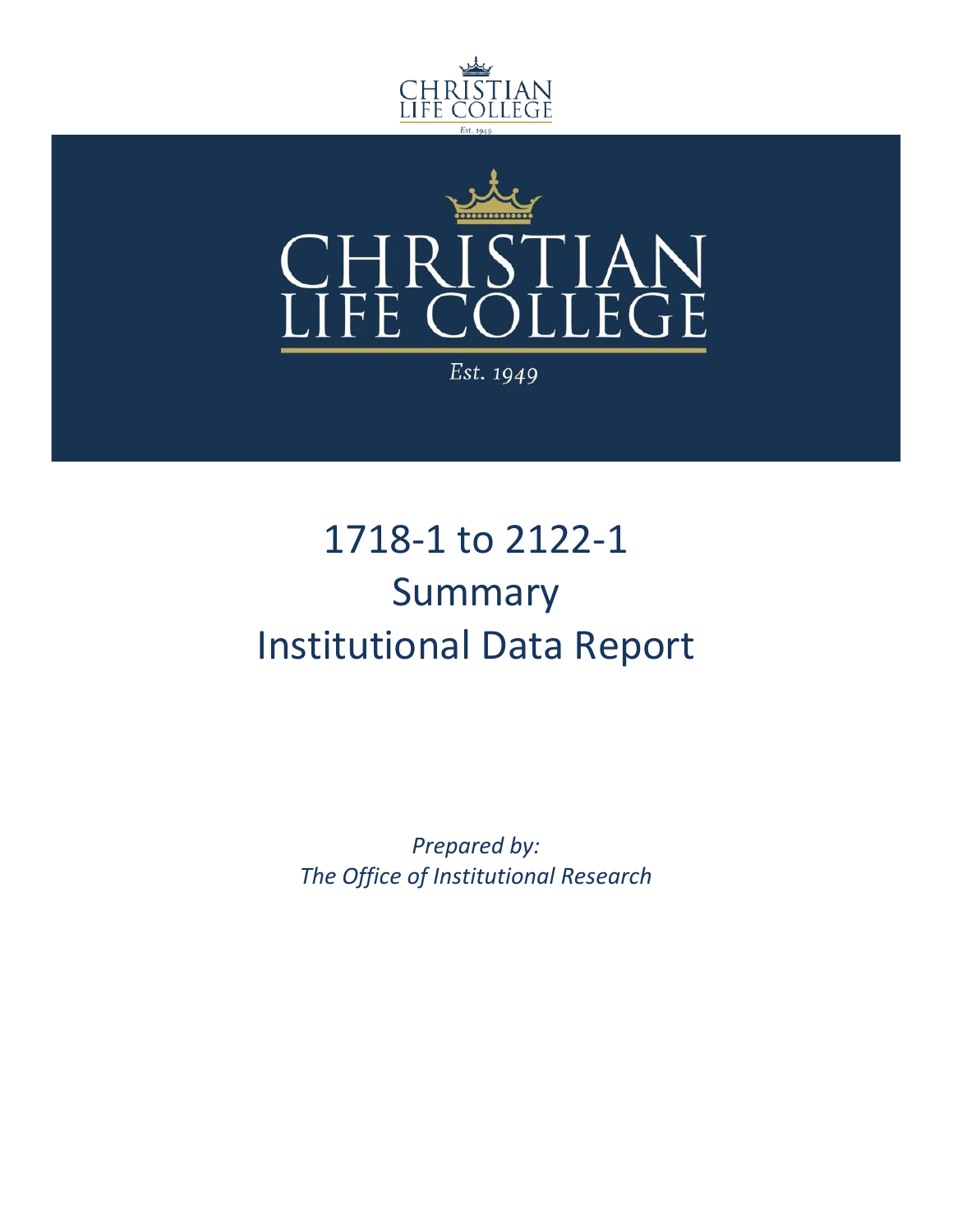CHRISTIAN LIFE COLLEGE

Est. 1949

# 1718-1 to 2122-1
# Summary
# Institutional Data Report

*Prepared by:*
*The Office of Institutional Research*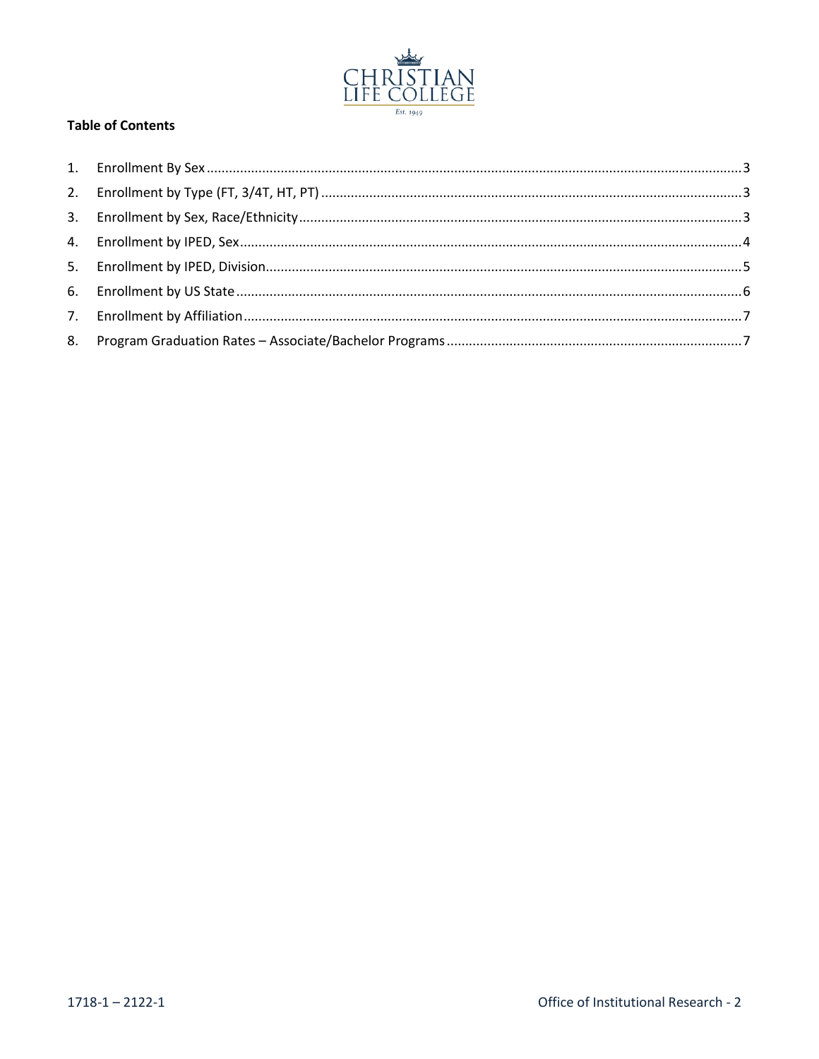**Table of Contents**

1. Enrollment By Sex ........ 3
2. Enrollment by Type (FT, 3/4T, HT, PT) ........ 3
3. Enrollment by Sex, Race/Ethnicity ........ 3
4. Enrollment by IPED, Sex ........ 4
5. Enrollment by IPED, Division ........ 5
6. Enrollment by US State ........ 6
7. Enrollment by Affiliation ........ 7
8. Program Graduation Rates – Associate/Bachelor Programs ........ 7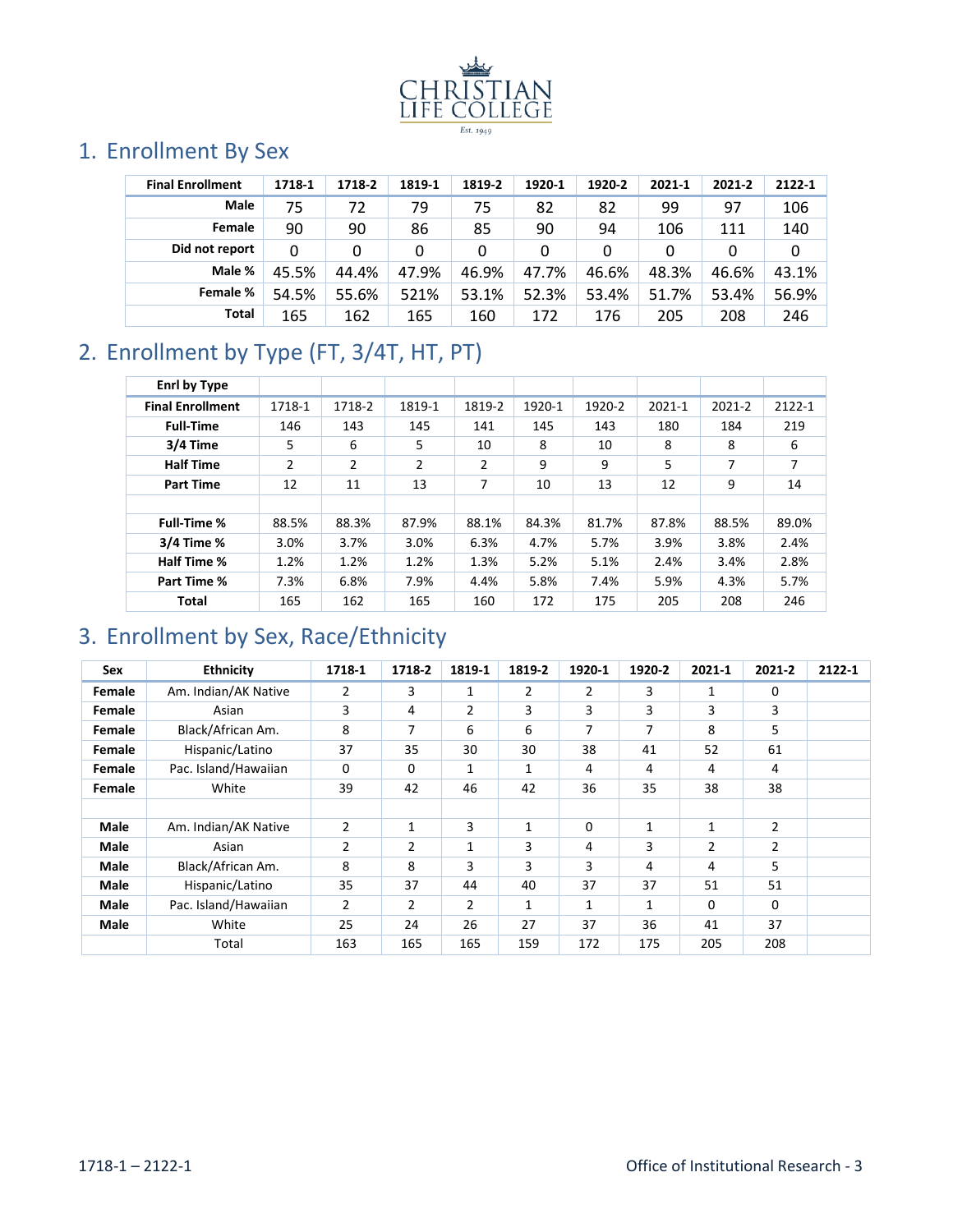## 1. Enrollment By Sex

| Final Enrollment | 1718-1 | 1718-2 | 1819-1 | 1819-2 | 1920-1 | 1920-2 | 2021-1 | 2021-2 | 2122-1 |
|---|---|---|---|---|---|---|---|---|---|
| Male | 75 | 72 | 79 | 75 | 82 | 82 | 99 | 97 | 106 |
| Female | 90 | 90 | 86 | 85 | 90 | 94 | 106 | 111 | 140 |
| Did not report | 0 | 0 | 0 | 0 | 0 | 0 | 0 | 0 | 0 |
| Male % | 45.5% | 44.4% | 47.9% | 46.9% | 47.7% | 46.6% | 48.3% | 46.6% | 43.1% |
| Female % | 54.5% | 55.6% | 521% | 53.1% | 52.3% | 53.4% | 51.7% | 53.4% | 56.9% |
| Total | 165 | 162 | 165 | 160 | 172 | 176 | 205 | 208 | 246 |

## 2. Enrollment by Type (FT, 3/4T, HT, PT)

| Enrl by Type | | | | | | | | | |
|---|---|---|---|---|---|---|---|---|---|
| **Final Enrollment** | 1718-1 | 1718-2 | 1819-1 | 1819-2 | 1920-1 | 1920-2 | 2021-1 | 2021-2 | 2122-1 |
| **Full-Time** | 146 | 143 | 145 | 141 | 145 | 143 | 180 | 184 | 219 |
| **3/4 Time** | 5 | 6 | 5 | 10 | 8 | 10 | 8 | 8 | 6 |
| **Half Time** | 2 | 2 | 2 | 2 | 9 | 9 | 5 | 7 | 7 |
| **Part Time** | 12 | 11 | 13 | 7 | 10 | 13 | 12 | 9 | 14 |
| | | | | | | | | | |
| **Full-Time %** | 88.5% | 88.3% | 87.9% | 88.1% | 84.3% | 81.7% | 87.8% | 88.5% | 89.0% |
| **3/4 Time %** | 3.0% | 3.7% | 3.0% | 6.3% | 4.7% | 5.7% | 3.9% | 3.8% | 2.4% |
| **Half Time %** | 1.2% | 1.2% | 1.2% | 1.3% | 5.2% | 5.1% | 2.4% | 3.4% | 2.8% |
| **Part Time %** | 7.3% | 6.8% | 7.9% | 4.4% | 5.8% | 7.4% | 5.9% | 4.3% | 5.7% |
| **Total** | 165 | 162 | 165 | 160 | 172 | 175 | 205 | 208 | 246 |

## 3. Enrollment by Sex, Race/Ethnicity

| Sex | Ethnicity | 1718-1 | 1718-2 | 1819-1 | 1819-2 | 1920-1 | 1920-2 | 2021-1 | 2021-2 | 2122-1 |
|---|---|---|---|---|---|---|---|---|---|---|
| **Female** | Am. Indian/AK Native | 2 | 3 | 1 | 2 | 2 | 3 | 1 | 0 | |
| **Female** | Asian | 3 | 4 | 2 | 3 | 3 | 3 | 3 | 3 | |
| **Female** | Black/African Am. | 8 | 7 | 6 | 6 | 7 | 7 | 8 | 5 | |
| **Female** | Hispanic/Latino | 37 | 35 | 30 | 30 | 38 | 41 | 52 | 61 | |
| **Female** | Pac. Island/Hawaiian | 0 | 0 | 1 | 1 | 4 | 4 | 4 | 4 | |
| **Female** | White | 39 | 42 | 46 | 42 | 36 | 35 | 38 | 38 | |
| | | | | | | | | | | |
| **Male** | Am. Indian/AK Native | 2 | 1 | 3 | 1 | 0 | 1 | 1 | 2 | |
| **Male** | Asian | 2 | 2 | 1 | 3 | 4 | 3 | 2 | 2 | |
| **Male** | Black/African Am. | 8 | 8 | 3 | 3 | 3 | 4 | 4 | 5 | |
| **Male** | Hispanic/Latino | 35 | 37 | 44 | 40 | 37 | 37 | 51 | 51 | |
| **Male** | Pac. Island/Hawaiian | 2 | 2 | 2 | 1 | 1 | 1 | 0 | 0 | |
| **Male** | White | 25 | 24 | 26 | 27 | 37 | 36 | 41 | 37 | |
| | Total | 163 | 165 | 165 | 159 | 172 | 175 | 205 | 208 | |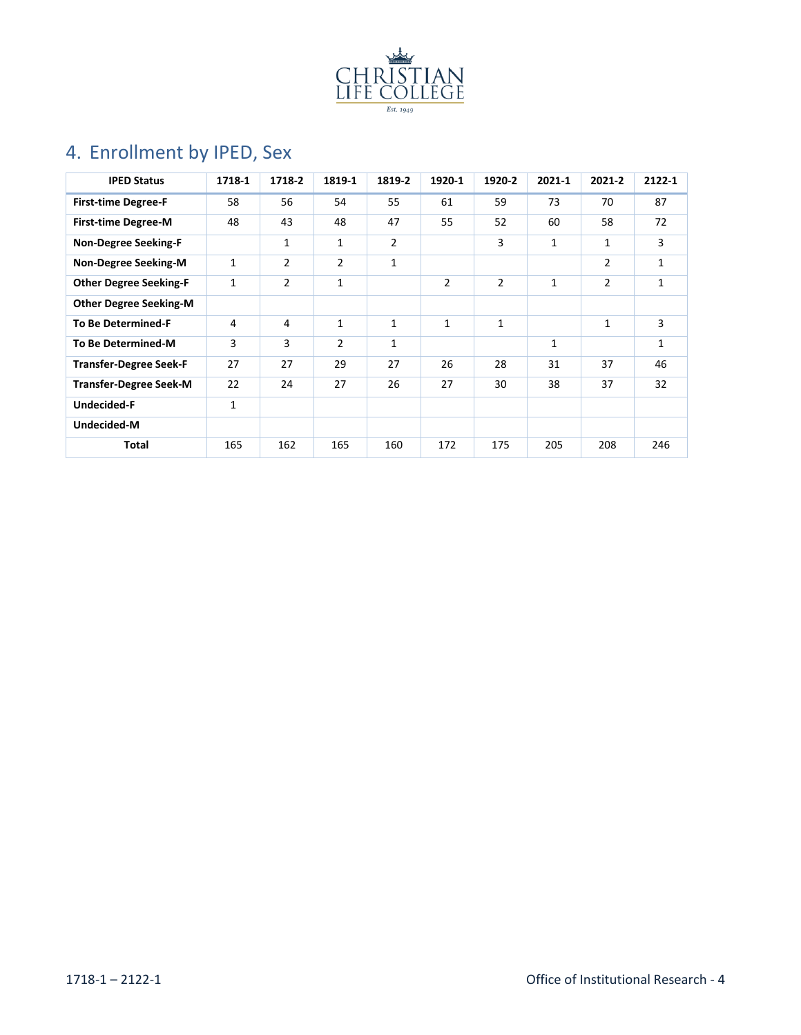## 4. Enrollment by IPED, Sex

| IPED Status | 1718-1 | 1718-2 | 1819-1 | 1819-2 | 1920-1 | 1920-2 | 2021-1 | 2021-2 | 2122-1 |
|---|---|---|---|---|---|---|---|---|---|
| **First-time Degree-F** | 58 | 56 | 54 | 55 | 61 | 59 | 73 | 70 | 87 |
| **First-time Degree-M** | 48 | 43 | 48 | 47 | 55 | 52 | 60 | 58 | 72 |
| **Non-Degree Seeking-F** | | 1 | 1 | 2 | | 3 | 1 | 1 | 3 |
| **Non-Degree Seeking-M** | 1 | 2 | 2 | 1 | | | | 2 | 1 |
| **Other Degree Seeking-F** | 1 | 2 | 1 | | 2 | 2 | 1 | 2 | 1 |
| **Other Degree Seeking-M** | | | | | | | | | |
| **To Be Determined-F** | 4 | 4 | 1 | 1 | 1 | 1 | | 1 | 3 |
| **To Be Determined-M** | 3 | 3 | 2 | 1 | | | 1 | | 1 |
| **Transfer-Degree Seek-F** | 27 | 27 | 29 | 27 | 26 | 28 | 31 | 37 | 46 |
| **Transfer-Degree Seek-M** | 22 | 24 | 27 | 26 | 27 | 30 | 38 | 37 | 32 |
| **Undecided-F** | 1 | | | | | | | | |
| **Undecided-M** | | | | | | | | | |
| **Total** | 165 | 162 | 165 | 160 | 172 | 175 | 205 | 208 | 246 |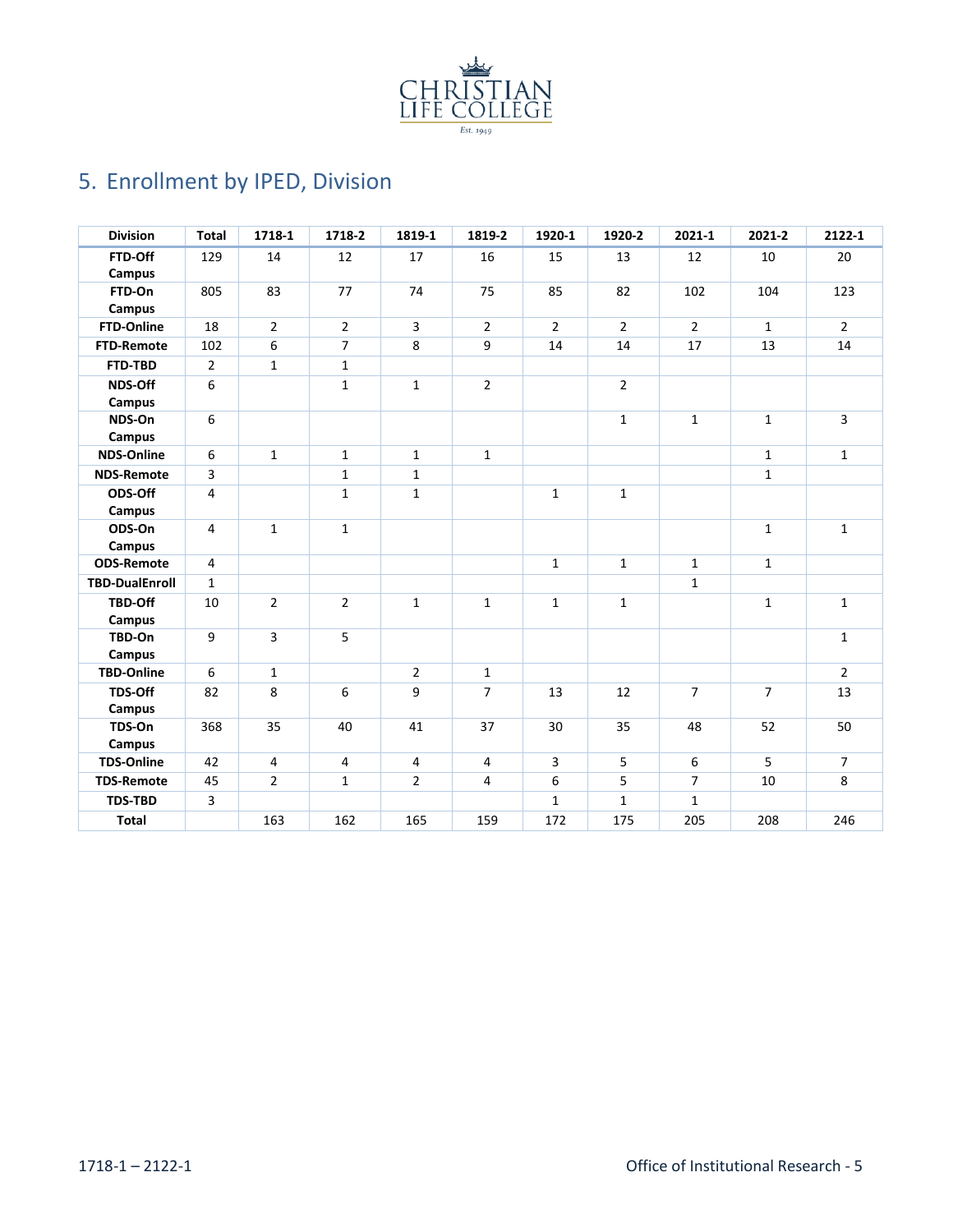## 5. Enrollment by IPED, Division

| Division | Total | 1718-1 | 1718-2 | 1819-1 | 1819-2 | 1920-1 | 1920-2 | 2021-1 | 2021-2 | 2122-1 |
|---|---|---|---|---|---|---|---|---|---|---|
| FTD-Off Campus | 129 | 14 | 12 | 17 | 16 | 15 | 13 | 12 | 10 | 20 |
| FTD-On Campus | 805 | 83 | 77 | 74 | 75 | 85 | 82 | 102 | 104 | 123 |
| FTD-Online | 18 | 2 | 2 | 3 | 2 | 2 | 2 | 2 | 1 | 2 |
| FTD-Remote | 102 | 6 | 7 | 8 | 9 | 14 | 14 | 17 | 13 | 14 |
| FTD-TBD | 2 | 1 | 1 | | | | | | | |
| NDS-Off Campus | 6 | | 1 | 1 | 2 | | 2 | | | |
| NDS-On Campus | 6 | | | | | | 1 | 1 | 1 | 3 |
| NDS-Online | 6 | 1 | 1 | 1 | 1 | | | | 1 | 1 |
| NDS-Remote | 3 | | 1 | 1 | | | | | 1 | |
| ODS-Off Campus | 4 | | 1 | 1 | | 1 | 1 | | | |
| ODS-On Campus | 4 | 1 | 1 | | | | | | 1 | 1 |
| ODS-Remote | 4 | | | | | 1 | 1 | 1 | 1 | |
| TBD-DualEnroll | 1 | | | | | | | 1 | | |
| TBD-Off Campus | 10 | 2 | 2 | 1 | 1 | 1 | 1 | | 1 | 1 |
| TBD-On Campus | 9 | 3 | 5 | | | | | | | 1 |
| TBD-Online | 6 | 1 | | 2 | 1 | | | | | 2 |
| TDS-Off Campus | 82 | 8 | 6 | 9 | 7 | 13 | 12 | 7 | 7 | 13 |
| TDS-On Campus | 368 | 35 | 40 | 41 | 37 | 30 | 35 | 48 | 52 | 50 |
| TDS-Online | 42 | 4 | 4 | 4 | 4 | 3 | 5 | 6 | 5 | 7 |
| TDS-Remote | 45 | 2 | 1 | 2 | 4 | 6 | 5 | 7 | 10 | 8 |
| TDS-TBD | 3 | | | | | 1 | 1 | 1 | | |
| Total | | 163 | 162 | 165 | 159 | 172 | 175 | 205 | 208 | 246 |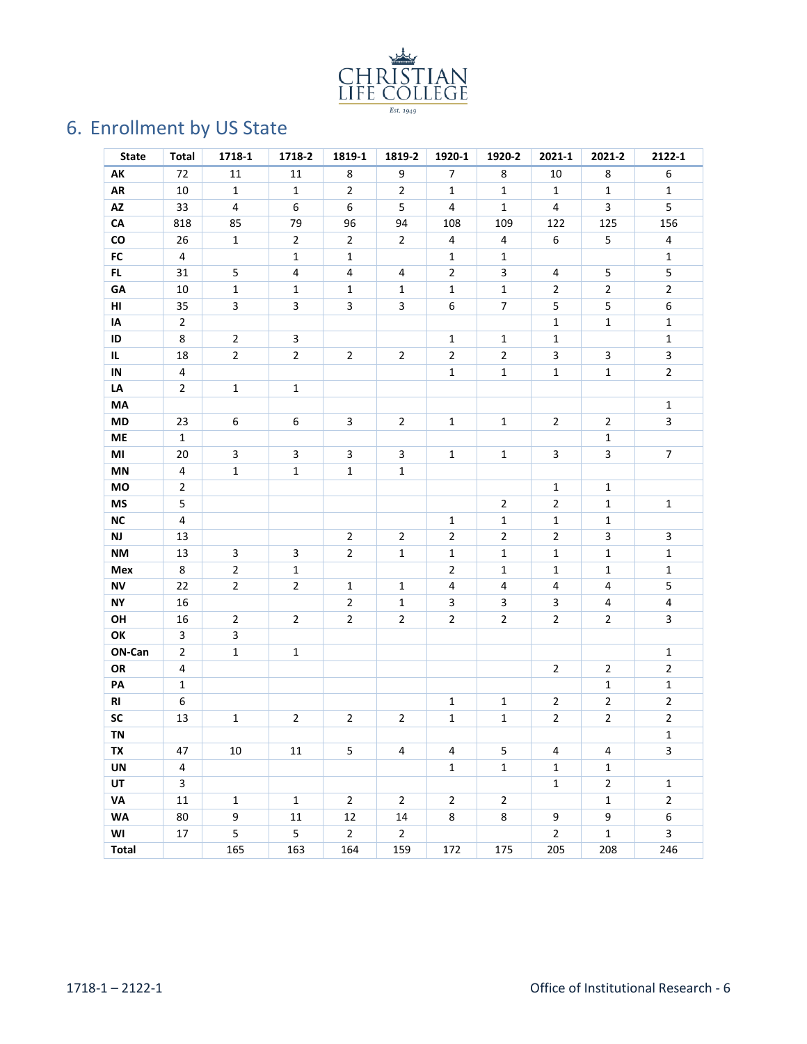## 6. Enrollment by US State

| State | Total | 1718-1 | 1718-2 | 1819-1 | 1819-2 | 1920-1 | 1920-2 | 2021-1 | 2021-2 | 2122-1 |
|---|---|---|---|---|---|---|---|---|---|---|
| **AK** | 72 | 11 | 11 | 8 | 9 | 7 | 8 | 10 | 8 | 6 |
| **AR** | 10 | 1 | 1 | 2 | 2 | 1 | 1 | 1 | 1 | 1 |
| **AZ** | 33 | 4 | 6 | 6 | 5 | 4 | 1 | 4 | 3 | 5 |
| **CA** | 818 | 85 | 79 | 96 | 94 | 108 | 109 | 122 | 125 | 156 |
| **CO** | 26 | 1 | 2 | 2 | 2 | 4 | 4 | 6 | 5 | 4 |
| **FC** | 4 | | 1 | 1 | | 1 | 1 | | | 1 |
| **FL** | 31 | 5 | 4 | 4 | 4 | 2 | 3 | 4 | 5 | 5 |
| **GA** | 10 | 1 | 1 | 1 | 1 | 1 | 1 | 2 | 2 | 2 |
| **HI** | 35 | 3 | 3 | 3 | 3 | 6 | 7 | 5 | 5 | 6 |
| **IA** | 2 | | | | | | | 1 | 1 | 1 |
| **ID** | 8 | 2 | 3 | | | 1 | 1 | 1 | | 1 |
| **IL** | 18 | 2 | 2 | 2 | 2 | 2 | 2 | 3 | 3 | 3 |
| **IN** | 4 | | | | | 1 | 1 | 1 | 1 | 2 |
| **LA** | 2 | 1 | 1 | | | | | | | |
| **MA** | | | | | | | | | | 1 |
| **MD** | 23 | 6 | 6 | 3 | 2 | 1 | 1 | 2 | 2 | 3 |
| **ME** | 1 | | | | | | | | 1 | |
| **MI** | 20 | 3 | 3 | 3 | 3 | 1 | 1 | 3 | 3 | 7 |
| **MN** | 4 | 1 | 1 | 1 | 1 | | | | | |
| **MO** | 2 | | | | | | | 1 | 1 | |
| **MS** | 5 | | | | | | 2 | 2 | 1 | 1 |
| **NC** | 4 | | | | | 1 | 1 | 1 | 1 | |
| **NJ** | 13 | | | 2 | 2 | 2 | 2 | 2 | 3 | 3 |
| **NM** | 13 | 3 | 3 | 2 | 1 | 1 | 1 | 1 | 1 | 1 |
| **Mex** | 8 | 2 | 1 | | | 2 | 1 | 1 | 1 | 1 |
| **NV** | 22 | 2 | 2 | 1 | 1 | 4 | 4 | 4 | 4 | 5 |
| **NY** | 16 | | | 2 | 1 | 3 | 3 | 3 | 4 | 4 |
| **OH** | 16 | 2 | 2 | 2 | 2 | 2 | 2 | 2 | 2 | 3 |
| **OK** | 3 | 3 | | | | | | | | |
| **ON-Can** | 2 | 1 | 1 | | | | | | | 1 |
| **OR** | 4 | | | | | | | 2 | 2 | 2 |
| **PA** | 1 | | | | | | | | 1 | 1 |
| **RI** | 6 | | | | | 1 | 1 | 2 | 2 | 2 |
| **SC** | 13 | 1 | 2 | 2 | 2 | 1 | 1 | 2 | 2 | 2 |
| **TN** | | | | | | | | | | 1 |
| **TX** | 47 | 10 | 11 | 5 | 4 | 4 | 5 | 4 | 4 | 3 |
| **UN** | 4 | | | | | 1 | 1 | 1 | 1 | |
| **UT** | 3 | | | | | | | 1 | 2 | 1 |
| **VA** | 11 | 1 | 1 | 2 | 2 | 2 | 2 | | 1 | 2 |
| **WA** | 80 | 9 | 11 | 12 | 14 | 8 | 8 | 9 | 9 | 6 |
| **WI** | 17 | 5 | 5 | 2 | 2 | | | 2 | 1 | 3 |
| **Total** | | 165 | 163 | 164 | 159 | 172 | 175 | 205 | 208 | 246 |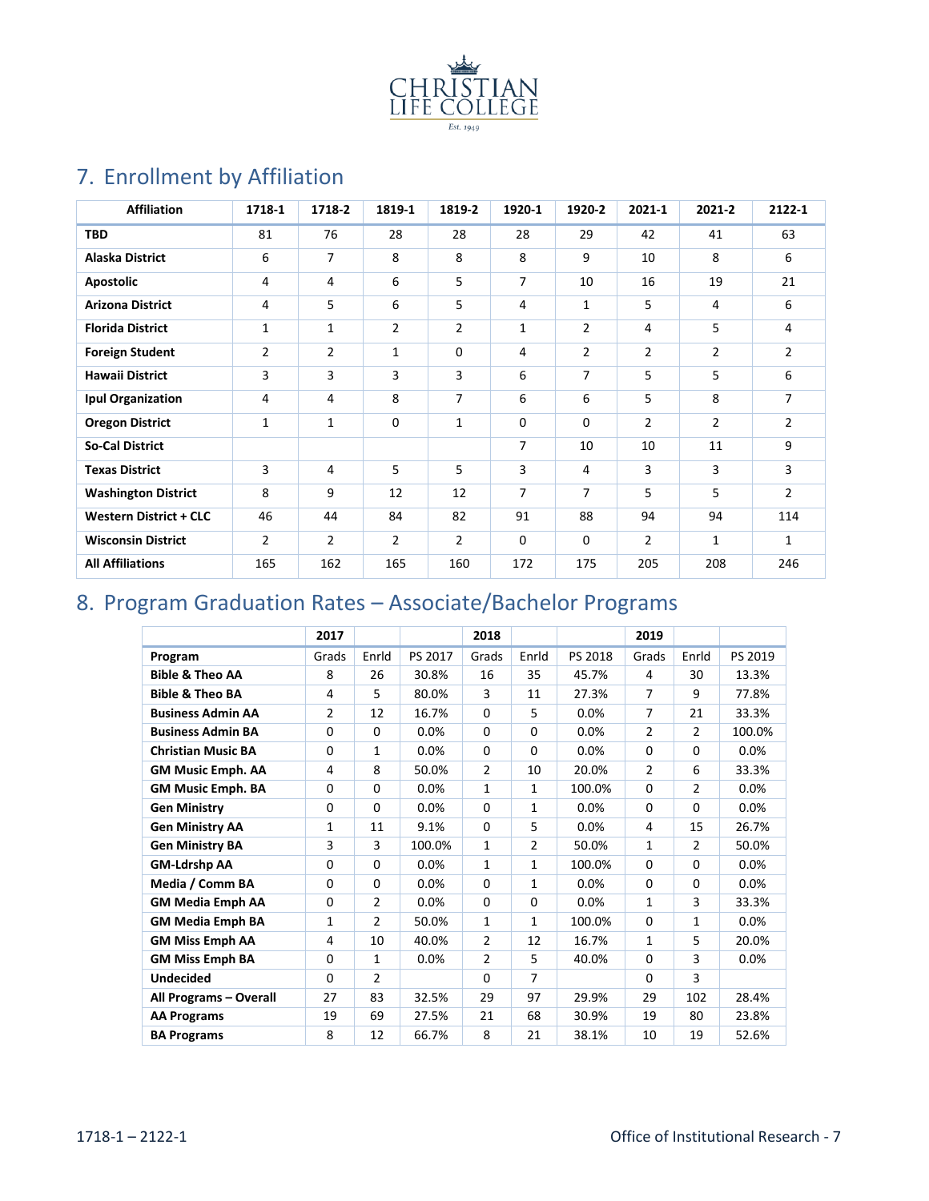## 7. Enrollment by Affiliation

| Affiliation | 1718-1 | 1718-2 | 1819-1 | 1819-2 | 1920-1 | 1920-2 | 2021-1 | 2021-2 | 2122-1 |
|---|---|---|---|---|---|---|---|---|---|
| **TBD** | 81 | 76 | 28 | 28 | 28 | 29 | 42 | 41 | 63 |
| **Alaska District** | 6 | 7 | 8 | 8 | 8 | 9 | 10 | 8 | 6 |
| **Apostolic** | 4 | 4 | 6 | 5 | 7 | 10 | 16 | 19 | 21 |
| **Arizona District** | 4 | 5 | 6 | 5 | 4 | 1 | 5 | 4 | 6 |
| **Florida District** | 1 | 1 | 2 | 2 | 1 | 2 | 4 | 5 | 4 |
| **Foreign Student** | 2 | 2 | 1 | 0 | 4 | 2 | 2 | 2 | 2 |
| **Hawaii District** | 3 | 3 | 3 | 3 | 6 | 7 | 5 | 5 | 6 |
| **Ipul Organization** | 4 | 4 | 8 | 7 | 6 | 6 | 5 | 8 | 7 |
| **Oregon District** | 1 | 1 | 0 | 1 | 0 | 0 | 2 | 2 | 2 |
| **So-Cal District** | | | | | 7 | 10 | 10 | 11 | 9 |
| **Texas District** | 3 | 4 | 5 | 5 | 3 | 4 | 3 | 3 | 3 |
| **Washington District** | 8 | 9 | 12 | 12 | 7 | 7 | 5 | 5 | 2 |
| **Western District + CLC** | 46 | 44 | 84 | 82 | 91 | 88 | 94 | 94 | 114 |
| **Wisconsin District** | 2 | 2 | 2 | 2 | 0 | 0 | 2 | 1 | 1 |
| **All Affiliations** | 165 | 162 | 165 | 160 | 172 | 175 | 205 | 208 | 246 |

## 8. Program Graduation Rates – Associate/Bachelor Programs

| | 2017 | | | 2018 | | | 2019 | | |
|---|---|---|---|---|---|---|---|---|---|
| **Program** | Grads | Enrld | PS 2017 | Grads | Enrld | PS 2018 | Grads | Enrld | PS 2019 |
| **Bible & Theo AA** | 8 | 26 | 30.8% | 16 | 35 | 45.7% | 4 | 30 | 13.3% |
| **Bible & Theo BA** | 4 | 5 | 80.0% | 3 | 11 | 27.3% | 7 | 9 | 77.8% |
| **Business Admin AA** | 2 | 12 | 16.7% | 0 | 5 | 0.0% | 7 | 21 | 33.3% |
| **Business Admin BA** | 0 | 0 | 0.0% | 0 | 0 | 0.0% | 2 | 2 | 100.0% |
| **Christian Music BA** | 0 | 1 | 0.0% | 0 | 0 | 0.0% | 0 | 0 | 0.0% |
| **GM Music Emph. AA** | 4 | 8 | 50.0% | 2 | 10 | 20.0% | 2 | 6 | 33.3% |
| **GM Music Emph. BA** | 0 | 0 | 0.0% | 1 | 1 | 100.0% | 0 | 2 | 0.0% |
| **Gen Ministry** | 0 | 0 | 0.0% | 0 | 1 | 0.0% | 0 | 0 | 0.0% |
| **Gen Ministry AA** | 1 | 11 | 9.1% | 0 | 5 | 0.0% | 4 | 15 | 26.7% |
| **Gen Ministry BA** | 3 | 3 | 100.0% | 1 | 2 | 50.0% | 1 | 2 | 50.0% |
| **GM-Ldrshp AA** | 0 | 0 | 0.0% | 1 | 1 | 100.0% | 0 | 0 | 0.0% |
| **Media / Comm BA** | 0 | 0 | 0.0% | 0 | 1 | 0.0% | 0 | 0 | 0.0% |
| **GM Media Emph AA** | 0 | 2 | 0.0% | 0 | 0 | 0.0% | 1 | 3 | 33.3% |
| **GM Media Emph BA** | 1 | 2 | 50.0% | 1 | 1 | 100.0% | 0 | 1 | 0.0% |
| **GM Miss Emph AA** | 4 | 10 | 40.0% | 2 | 12 | 16.7% | 1 | 5 | 20.0% |
| **GM Miss Emph BA** | 0 | 1 | 0.0% | 2 | 5 | 40.0% | 0 | 3 | 0.0% |
| **Undecided** | 0 | 2 | | 0 | 7 | | 0 | 3 | |
| **All Programs – Overall** | 27 | 83 | 32.5% | 29 | 97 | 29.9% | 29 | 102 | 28.4% |
| **AA Programs** | 19 | 69 | 27.5% | 21 | 68 | 30.9% | 19 | 80 | 23.8% |
| **BA Programs** | 8 | 12 | 66.7% | 8 | 21 | 38.1% | 10 | 19 | 52.6% |